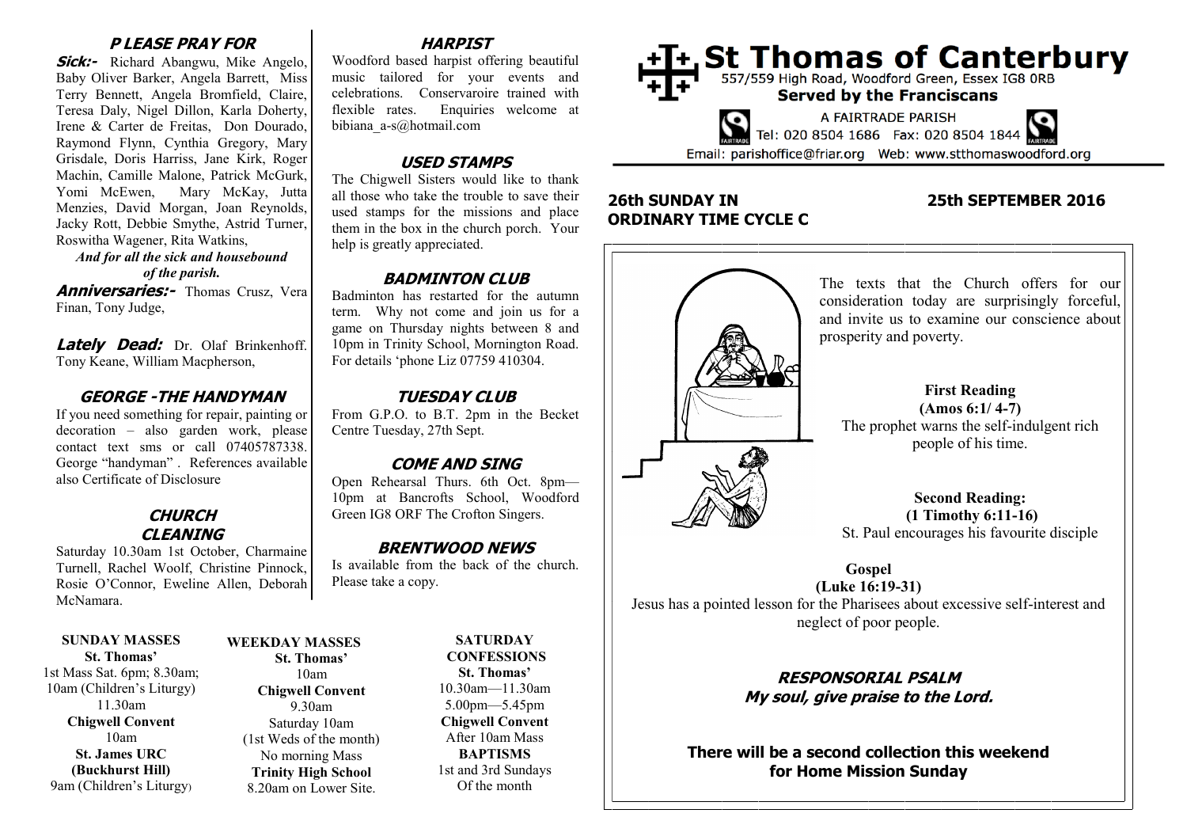# St Thomas of Canterbury

557/559 High Road, Woodford Green, Essex IG8 0RB

**Served by the Franciscans**

A FAIRTRADE PARISH

Tel: 020 8504 1686 Fax: 020 8504 1844

Email: parishoffice@friar.org Web: www.stthomaswoodford.org

## 26th SUNDAY IN ORDINARY TIME CYCLE C

## 25th SEPTEMBER 2016

The texts that the Church offers for our consideration today are surprisingly forceful, and invite us to examine our conscience about prosperity and poverty.

**First Reading**
**(Amos 6:1/ 4-7)**
The prophet warns the self-indulgent rich people of his time.

**Second Reading:**
**(1 Timothy 6:11-16)**
St. Paul encourages his favourite disciple

**Gospel**
**(Luke 16:19-31)**
Jesus has a pointed lesson for the Pharisees about excessive self-interest and neglect of poor people.

***RESPONSORIAL PSALM***
***My soul, give praise to the Lord.***

**There will be a second collection this weekend for Home Mission Sunday**

### P LEASE PRAY FOR

***Sick:-*** Richard Abangwu, Mike Angelo, Baby Oliver Barker, Angela Barrett, Miss Terry Bennett, Angela Bromfield, Claire, Teresa Daly, Nigel Dillon, Karla Doherty, Irene & Carter de Freitas, Don Dourado, Raymond Flynn, Cynthia Gregory, Mary Grisdale, Doris Harriss, Jane Kirk, Roger Machin, Camille Malone, Patrick McGurk, Yomi McEwen, Mary McKay, Jutta Menzies, David Morgan, Joan Reynolds, Jacky Rott, Debbie Smythe, Astrid Turner, Roswitha Wagener, Rita Watkins,

*And for all the sick and housebound of the parish.*

***Anniversaries:-*** Thomas Crusz, Vera Finan, Tony Judge,

***Lately Dead:*** Dr. Olaf Brinkenhoff. Tony Keane, William Macpherson,

### GEORGE -THE HANDYMAN

If you need something for repair, painting or decoration – also garden work, please contact text sms or call 07405787338. George "handyman" . References available also Certificate of Disclosure

### CHURCH CLEANING

Saturday 10.30am 1st October, Charmaine Turnell, Rachel Woolf, Christine Pinnock, Rosie O'Connor, Eweline Allen, Deborah McNamara.

### HARPIST

Woodford based harpist offering beautiful music tailored for your events and celebrations. Conservaroire trained with flexible rates. Enquiries welcome at bibiana_a-s@hotmail.com

### USED STAMPS

The Chigwell Sisters would like to thank all those who take the trouble to save their used stamps for the missions and place them in the box in the church porch. Your help is greatly appreciated.

### BADMINTON CLUB

Badminton has restarted for the autumn term. Why not come and join us for a game on Thursday nights between 8 and 10pm in Trinity School, Mornington Road. For details 'phone Liz 07759 410304.

### TUESDAY CLUB

From G.P.O. to B.T. 2pm in the Becket Centre Tuesday, 27th Sept.

### COME AND SING

Open Rehearsal Thurs. 6th Oct. 8pm—10pm at Bancrofts School, Woodford Green IG8 ORF The Crofton Singers.

### BRENTWOOD NEWS

Is available from the back of the church. Please take a copy.

**SUNDAY MASSES**
**St. Thomas'**
1st Mass Sat. 6pm; 8.30am;
10am (Children's Liturgy)
11.30am
**Chigwell Convent**
10am
**St. James URC (Buckhurst Hill)**
9am (Children's Liturgy)

**WEEKDAY MASSES**
**St. Thomas'**
10am
**Chigwell Convent**
9.30am
Saturday 10am
(1st Weds of the month)
No morning Mass
**Trinity High School**
8.20am on Lower Site.

**SATURDAY CONFESSIONS**
**St. Thomas'**
10.30am—11.30am
5.00pm—5.45pm
**Chigwell Convent**
After 10am Mass
**BAPTISMS**
1st and 3rd Sundays
Of the month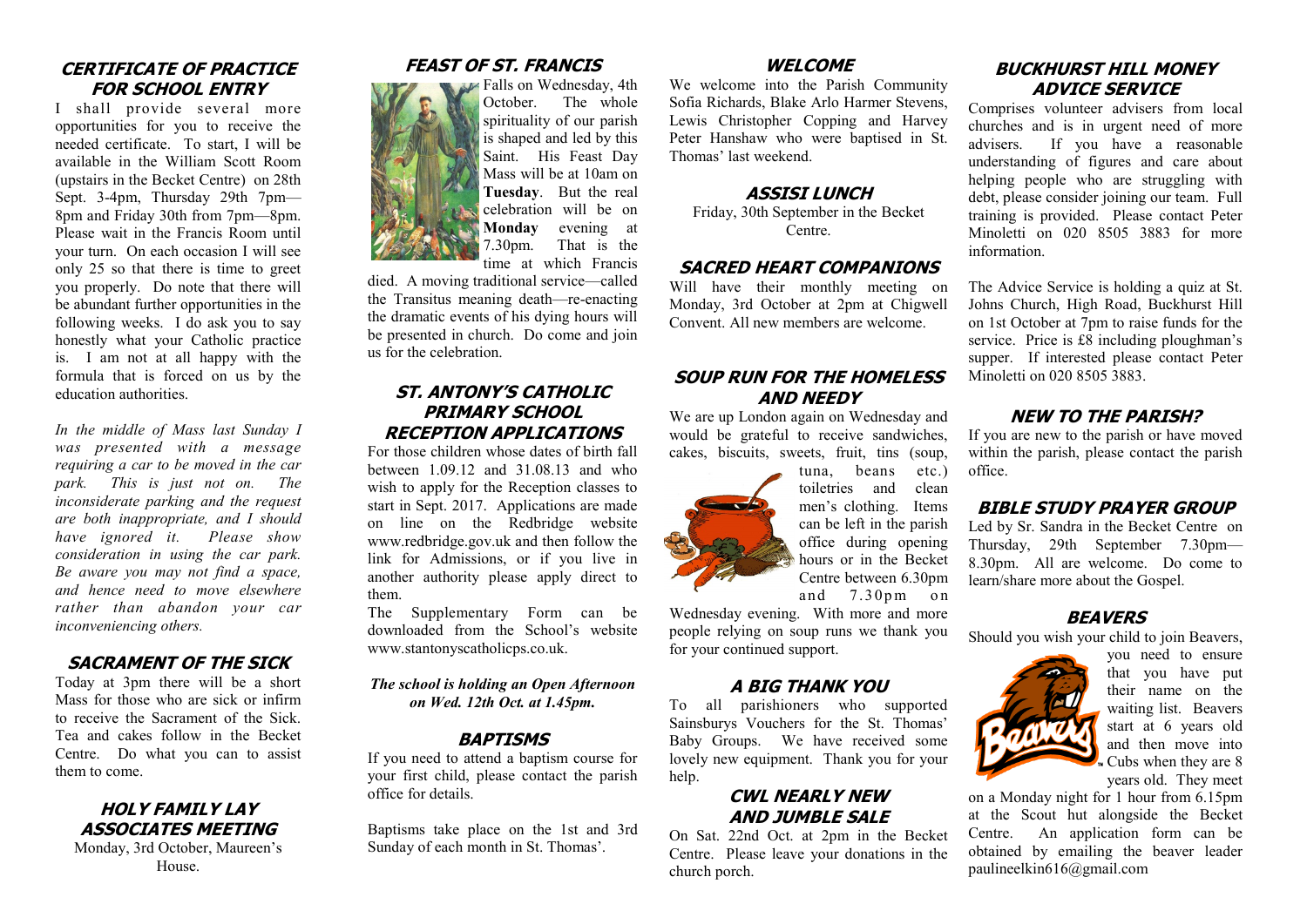## CERTIFICATE OF PRACTICE FOR SCHOOL ENTRY

I shall provide several more opportunities for you to receive the needed certificate. To start, I will be available in the William Scott Room (upstairs in the Becket Centre) on 28th Sept. 3-4pm, Thursday 29th 7pm—8pm and Friday 30th from 7pm—8pm. Please wait in the Francis Room until your turn. On each occasion I will see only 25 so that there is time to greet you properly. Do note that there will be abundant further opportunities in the following weeks. I do ask you to say honestly what your Catholic practice is. I am not at all happy with the formula that is forced on us by the education authorities.

*In the middle of Mass last Sunday I was presented with a message requiring a car to be moved in the car park. This is just not on. The inconsiderate parking and the request are both inappropriate, and I should have ignored it. Please show consideration in using the car park. Be aware you may not find a space, and hence need to move elsewhere rather than abandon your car inconveniencing others.*

## SACRAMENT OF THE SICK

Today at 3pm there will be a short Mass for those who are sick or infirm to receive the Sacrament of the Sick. Tea and cakes follow in the Becket Centre. Do what you can to assist them to come.

## HOLY FAMILY LAY ASSOCIATES MEETING

Monday, 3rd October, Maureen's House.

## FEAST OF ST. FRANCIS

Falls on Wednesday, 4th October. The whole spirituality of our parish is shaped and led by this Saint. His Feast Day Mass will be at 10am on **Tuesday**. But the real celebration will be on **Monday** evening at 7.30pm. That is the time at which Francis died. A moving traditional service—called the Transitus meaning death—re-enacting the dramatic events of his dying hours will be presented in church. Do come and join us for the celebration.

## ST. ANTONY'S CATHOLIC PRIMARY SCHOOL RECEPTION APPLICATIONS

For those children whose dates of birth fall between 1.09.12 and 31.08.13 and who wish to apply for the Reception classes to start in Sept. 2017. Applications are made on line on the Redbridge website www.redbridge.gov.uk and then follow the link for Admissions, or if you live in another authority please apply direct to them.

The Supplementary Form can be downloaded from the School's website www.stantonyscatholicps.co.uk.

***The school is holding an Open Afternoon on Wed. 12th Oct. at 1.45pm.***

## BAPTISMS

If you need to attend a baptism course for your first child, please contact the parish office for details.

Baptisms take place on the 1st and 3rd Sunday of each month in St. Thomas'.

## WELCOME

We welcome into the Parish Community Sofia Richards, Blake Arlo Harmer Stevens, Lewis Christopher Copping and Harvey Peter Hanshaw who were baptised in St. Thomas' last weekend.

## ASSISI LUNCH

Friday, 30th September in the Becket Centre.

## SACRED HEART COMPANIONS

Will have their monthly meeting on Monday, 3rd October at 2pm at Chigwell Convent. All new members are welcome.

## SOUP RUN FOR THE HOMELESS AND NEEDY

We are up London again on Wednesday and would be grateful to receive sandwiches, cakes, biscuits, sweets, fruit, tins (soup, tuna, beans etc.) toiletries and clean men's clothing. Items can be left in the parish office during opening hours or in the Becket Centre between 6.30pm and 7.30pm on Wednesday evening. With more and more people relying on soup runs we thank you for your continued support.

## A BIG THANK YOU

To all parishioners who supported Sainsburys Vouchers for the St. Thomas' Baby Groups. We have received some lovely new equipment. Thank you for your help.

## CWL NEARLY NEW AND JUMBLE SALE

On Sat. 22nd Oct. at 2pm in the Becket Centre. Please leave your donations in the church porch.

## BUCKHURST HILL MONEY ADVICE SERVICE

Comprises volunteer advisers from local churches and is in urgent need of more advisers. If you have a reasonable understanding of figures and care about helping people who are struggling with debt, please consider joining our team. Full training is provided. Please contact Peter Minoletti on 020 8505 3883 for more information.

The Advice Service is holding a quiz at St. Johns Church, High Road, Buckhurst Hill on 1st October at 7pm to raise funds for the service. Price is £8 including ploughman's supper. If interested please contact Peter Minoletti on 020 8505 3883.

## NEW TO THE PARISH?

If you are new to the parish or have moved within the parish, please contact the parish office.

## BIBLE STUDY PRAYER GROUP

Led by Sr. Sandra in the Becket Centre on Thursday, 29th September 7.30pm—8.30pm. All are welcome. Do come to learn/share more about the Gospel.

## BEAVERS

Should you wish your child to join Beavers, you need to ensure that you have put their name on the waiting list. Beavers start at 6 years old and then move into Cubs when they are 8 years old. They meet on a Monday night for 1 hour from 6.15pm at the Scout hut alongside the Becket Centre. An application form can be obtained by emailing the beaver leader paulineelkin616@gmail.com